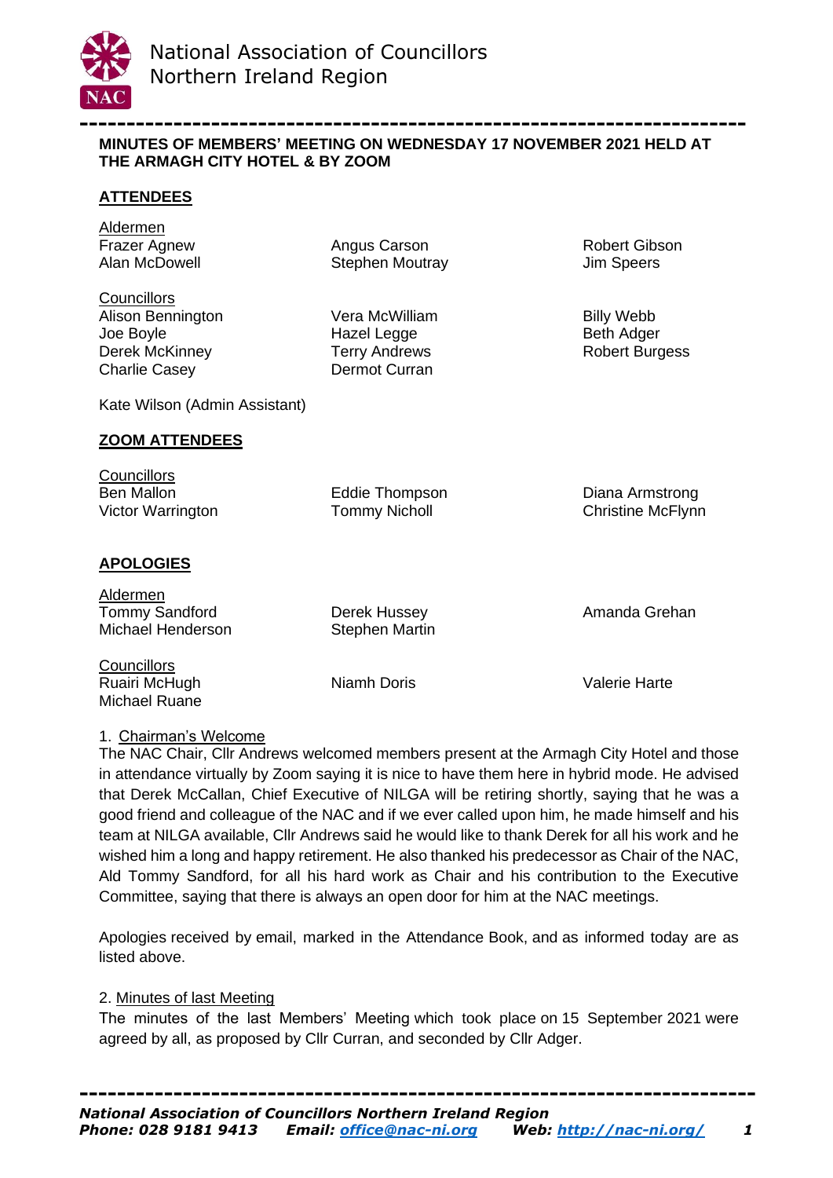# National Association of Councillors Northern Ireland Region

**MINUTES OF MEMBERS' MEETING ON WEDNESDAY 17 NOVEMBER 2021 HELD AT THE ARMAGH CITY HOTEL & BY ZOOM**

## ATTENDEES

Aldermen

Frazer Agnew
Alan McDowell
Angus Carson
Stephen Moutray
Robert Gibson
Jim Speers

Councillors

Alison Bennington
Joe Boyle
Derek McKinney
Charlie Casey
Vera McWilliam
Hazel Legge
Terry Andrews
Dermot Curran
Billy Webb
Beth Adger
Robert Burgess

Kate Wilson (Admin Assistant)

## ZOOM ATTENDEES

Councillors

Ben Mallon
Victor Warrington
Eddie Thompson
Tommy Nicholl
Diana Armstrong
Christine McFlynn

## APOLOGIES

Aldermen

Tommy Sandford
Michael Henderson
Derek Hussey
Stephen Martin
Amanda Grehan

Councillors

Ruairi McHugh
Michael Ruane
Niamh Doris
Valerie Harte

1. Chairman's Welcome

The NAC Chair, Cllr Andrews welcomed members present at the Armagh City Hotel and those in attendance virtually by Zoom saying it is nice to have them here in hybrid mode. He advised that Derek McCallan, Chief Executive of NILGA will be retiring shortly, saying that he was a good friend and colleague of the NAC and if we ever called upon him, he made himself and his team at NILGA available, Cllr Andrews said he would like to thank Derek for all his work and he wished him a long and happy retirement. He also thanked his predecessor as Chair of the NAC, Ald Tommy Sandford, for all his hard work as Chair and his contribution to the Executive Committee, saying that there is always an open door for him at the NAC meetings.

Apologies received by email, marked in the Attendance Book, and as informed today are as listed above.

2. Minutes of last Meeting

The minutes of the last Members' Meeting which took place on 15 September 2021 were agreed by all, as proposed by Cllr Curran, and seconded by Cllr Adger.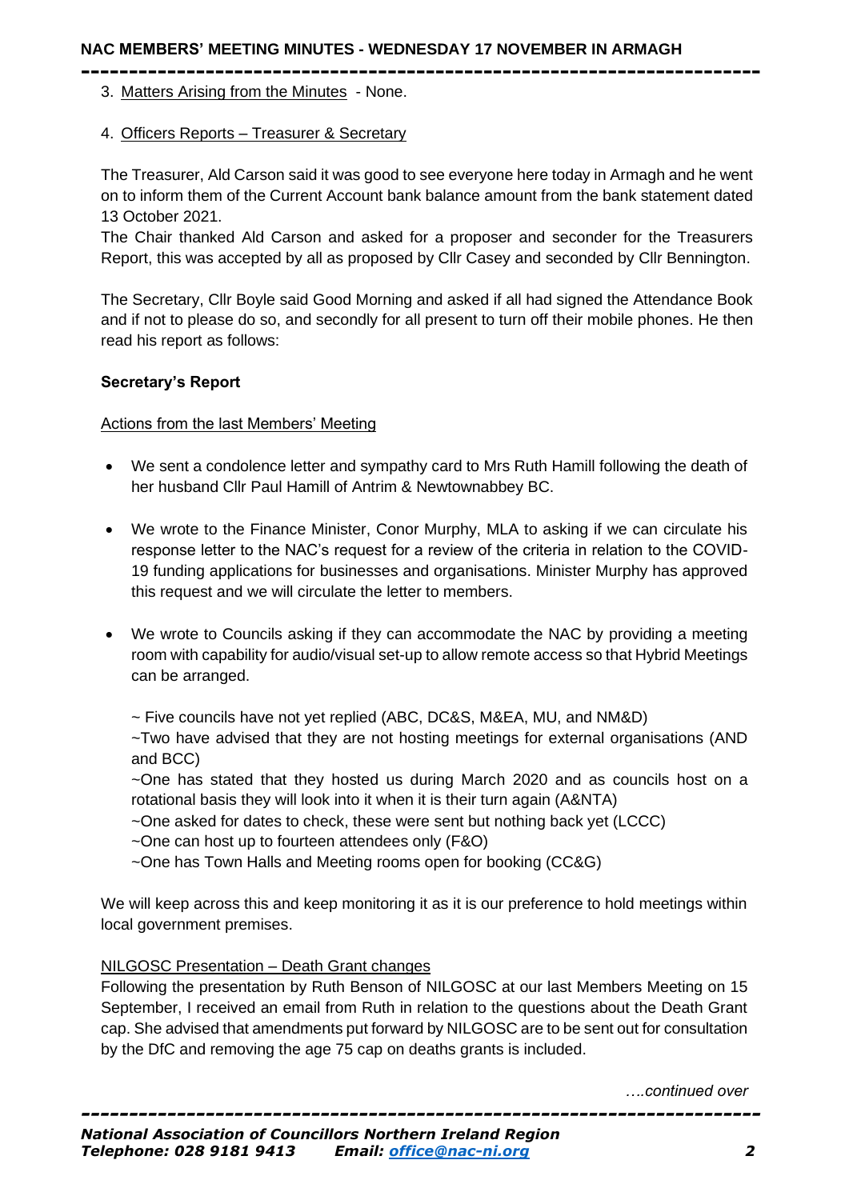3. Matters Arising from the Minutes - None.

4. Officers Reports – Treasurer & Secretary

The Treasurer, Ald Carson said it was good to see everyone here today in Armagh and he went on to inform them of the Current Account bank balance amount from the bank statement dated 13 October 2021.
The Chair thanked Ald Carson and asked for a proposer and seconder for the Treasurers Report, this was accepted by all as proposed by Cllr Casey and seconded by Cllr Bennington.

The Secretary, Cllr Boyle said Good Morning and asked if all had signed the Attendance Book and if not to please do so, and secondly for all present to turn off their mobile phones. He then read his report as follows:

**Secretary's Report**

Actions from the last Members' Meeting

- We sent a condolence letter and sympathy card to Mrs Ruth Hamill following the death of her husband Cllr Paul Hamill of Antrim & Newtownabbey BC.

- We wrote to the Finance Minister, Conor Murphy, MLA to asking if we can circulate his response letter to the NAC's request for a review of the criteria in relation to the COVID-19 funding applications for businesses and organisations. Minister Murphy has approved this request and we will circulate the letter to members.

- We wrote to Councils asking if they can accommodate the NAC by providing a meeting room with capability for audio/visual set-up to allow remote access so that Hybrid Meetings can be arranged.

  ~ Five councils have not yet replied (ABC, DC&S, M&EA, MU, and NM&D)
  ~Two have advised that they are not hosting meetings for external organisations (AND and BCC)
  ~One has stated that they hosted us during March 2020 and as councils host on a rotational basis they will look into it when it is their turn again (A&NTA)
  ~One asked for dates to check, these were sent but nothing back yet (LCCC)
  ~One can host up to fourteen attendees only (F&O)
  ~One has Town Halls and Meeting rooms open for booking (CC&G)

We will keep across this and keep monitoring it as it is our preference to hold meetings within local government premises.

NILGOSC Presentation – Death Grant changes
Following the presentation by Ruth Benson of NILGOSC at our last Members Meeting on 15 September, I received an email from Ruth in relation to the questions about the Death Grant cap. She advised that amendments put forward by NILGOSC are to be sent out for consultation by the DfC and removing the age 75 cap on deaths grants is included.

*….continued over*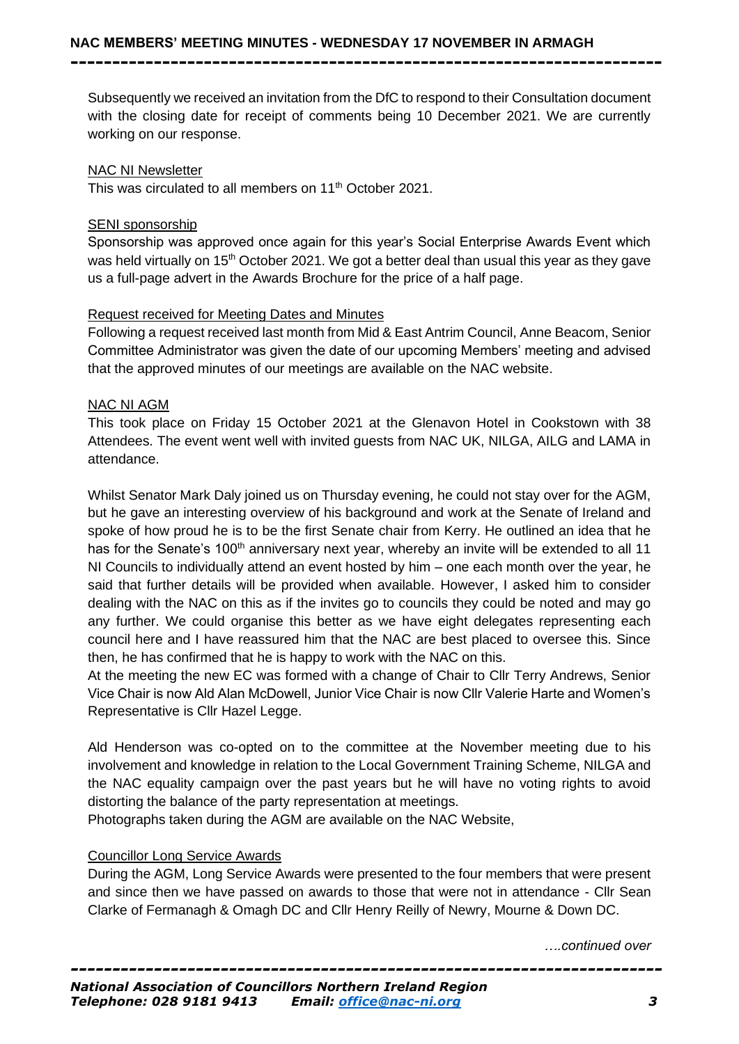Subsequently we received an invitation from the DfC to respond to their Consultation document with the closing date for receipt of comments being 10 December 2021. We are currently working on our response.

<u>NAC NI Newsletter</u>

This was circulated to all members on 11th October 2021.

<u>SENI sponsorship</u>

Sponsorship was approved once again for this year's Social Enterprise Awards Event which was held virtually on 15th October 2021. We got a better deal than usual this year as they gave us a full-page advert in the Awards Brochure for the price of a half page.

<u>Request received for Meeting Dates and Minutes</u>

Following a request received last month from Mid & East Antrim Council, Anne Beacom, Senior Committee Administrator was given the date of our upcoming Members' meeting and advised that the approved minutes of our meetings are available on the NAC website.

<u>NAC NI AGM</u>

This took place on Friday 15 October 2021 at the Glenavon Hotel in Cookstown with 38 Attendees. The event went well with invited guests from NAC UK, NILGA, AILG and LAMA in attendance.

Whilst Senator Mark Daly joined us on Thursday evening, he could not stay over for the AGM, but he gave an interesting overview of his background and work at the Senate of Ireland and spoke of how proud he is to be the first Senate chair from Kerry. He outlined an idea that he has for the Senate's 100th anniversary next year, whereby an invite will be extended to all 11 NI Councils to individually attend an event hosted by him – one each month over the year, he said that further details will be provided when available. However, I asked him to consider dealing with the NAC on this as if the invites go to councils they could be noted and may go any further. We could organise this better as we have eight delegates representing each council here and I have reassured him that the NAC are best placed to oversee this. Since then, he has confirmed that he is happy to work with the NAC on this.
At the meeting the new EC was formed with a change of Chair to Cllr Terry Andrews, Senior Vice Chair is now Ald Alan McDowell, Junior Vice Chair is now Cllr Valerie Harte and Women's Representative is Cllr Hazel Legge.

Ald Henderson was co-opted on to the committee at the November meeting due to his involvement and knowledge in relation to the Local Government Training Scheme, NILGA and the NAC equality campaign over the past years but he will have no voting rights to avoid distorting the balance of the party representation at meetings.
Photographs taken during the AGM are available on the NAC Website,

<u>Councillor Long Service Awards</u>

During the AGM, Long Service Awards were presented to the four members that were present and since then we have passed on awards to those that were not in attendance - Cllr Sean Clarke of Fermanagh & Omagh DC and Cllr Henry Reilly of Newry, Mourne & Down DC.

*….continued over*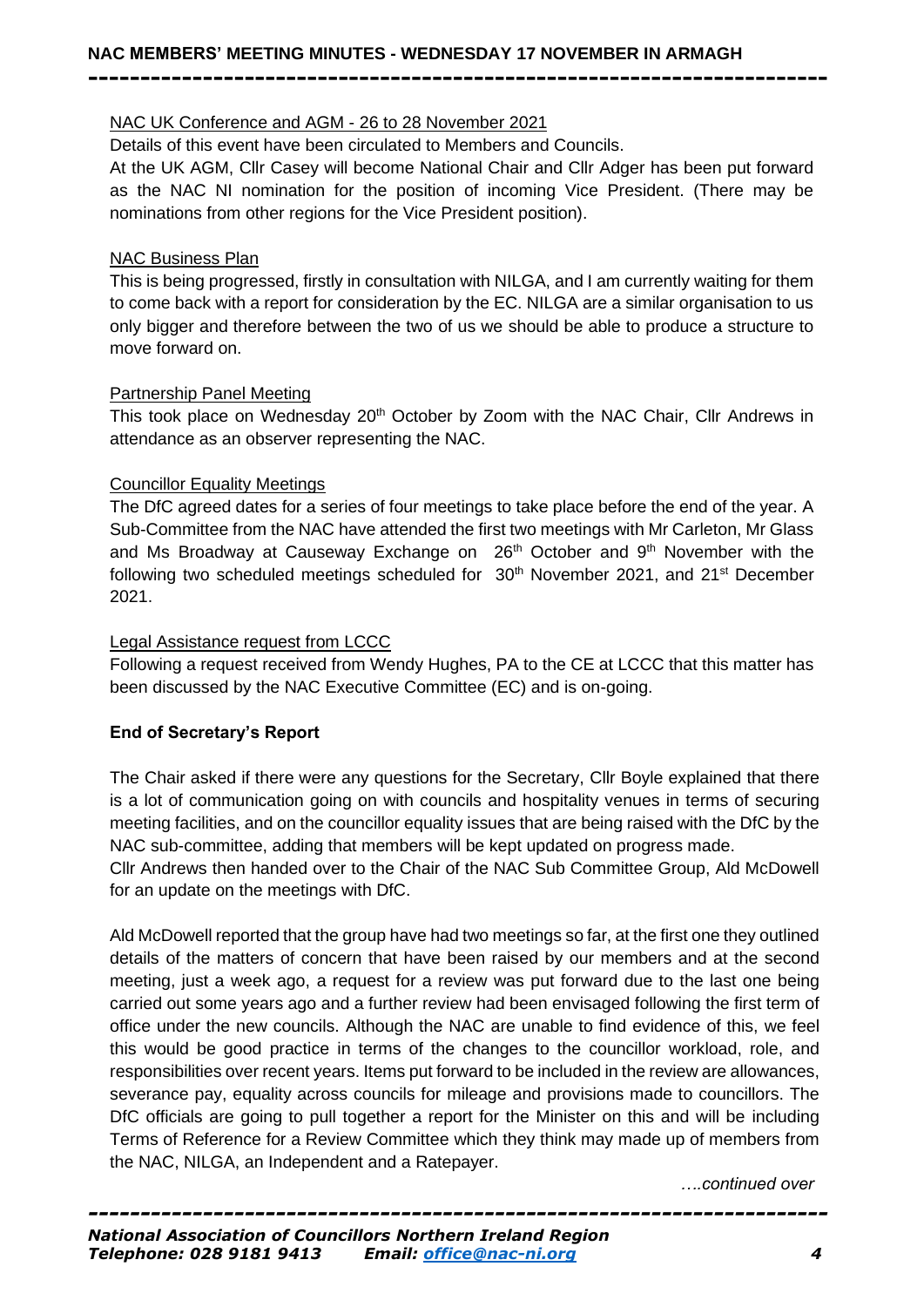NAC UK Conference and AGM - 26 to 28 November 2021

Details of this event have been circulated to Members and Councils.

At the UK AGM, Cllr Casey will become National Chair and Cllr Adger has been put forward as the NAC NI nomination for the position of incoming Vice President. (There may be nominations from other regions for the Vice President position).

NAC Business Plan

This is being progressed, firstly in consultation with NILGA, and I am currently waiting for them to come back with a report for consideration by the EC. NILGA are a similar organisation to us only bigger and therefore between the two of us we should be able to produce a structure to move forward on.

Partnership Panel Meeting

This took place on Wednesday 20th October by Zoom with the NAC Chair, Cllr Andrews in attendance as an observer representing the NAC.

Councillor Equality Meetings

The DfC agreed dates for a series of four meetings to take place before the end of the year. A Sub-Committee from the NAC have attended the first two meetings with Mr Carleton, Mr Glass and Ms Broadway at Causeway Exchange on 26th October and 9th November with the following two scheduled meetings scheduled for 30th November 2021, and 21st December 2021.

Legal Assistance request from LCCC

Following a request received from Wendy Hughes, PA to the CE at LCCC that this matter has been discussed by the NAC Executive Committee (EC) and is on-going.

**End of Secretary's Report**

The Chair asked if there were any questions for the Secretary, Cllr Boyle explained that there is a lot of communication going on with councils and hospitality venues in terms of securing meeting facilities, and on the councillor equality issues that are being raised with the DfC by the NAC sub-committee, adding that members will be kept updated on progress made.

Cllr Andrews then handed over to the Chair of the NAC Sub Committee Group, Ald McDowell for an update on the meetings with DfC.

Ald McDowell reported that the group have had two meetings so far, at the first one they outlined details of the matters of concern that have been raised by our members and at the second meeting, just a week ago, a request for a review was put forward due to the last one being carried out some years ago and a further review had been envisaged following the first term of office under the new councils. Although the NAC are unable to find evidence of this, we feel this would be good practice in terms of the changes to the councillor workload, role, and responsibilities over recent years. Items put forward to be included in the review are allowances, severance pay, equality across councils for mileage and provisions made to councillors. The DfC officials are going to pull together a report for the Minister on this and will be including Terms of Reference for a Review Committee which they think may made up of members from the NAC, NILGA, an Independent and a Ratepayer.

*….continued over*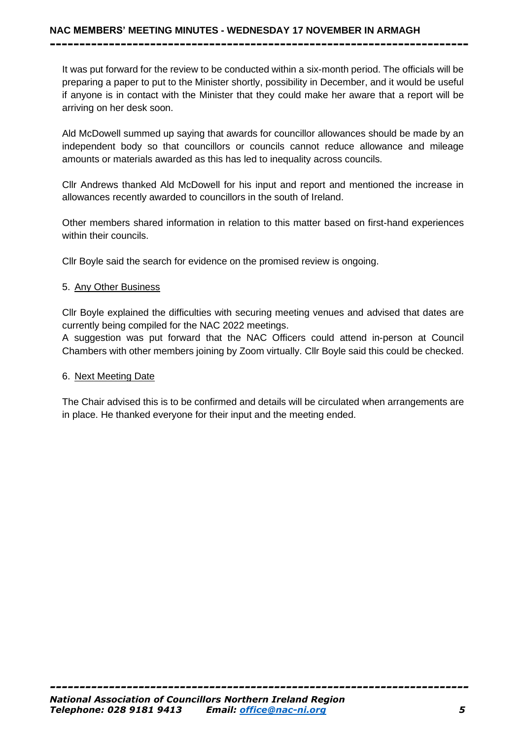It was put forward for the review to be conducted within a six-month period. The officials will be preparing a paper to put to the Minister shortly, possibility in December, and it would be useful if anyone is in contact with the Minister that they could make her aware that a report will be arriving on her desk soon.

Ald McDowell summed up saying that awards for councillor allowances should be made by an independent body so that councillors or councils cannot reduce allowance and mileage amounts or materials awarded as this has led to inequality across councils.

Cllr Andrews thanked Ald McDowell for his input and report and mentioned the increase in allowances recently awarded to councillors in the south of Ireland.

Other members shared information in relation to this matter based on first-hand experiences within their councils.

Cllr Boyle said the search for evidence on the promised review is ongoing.

5. Any Other Business

Cllr Boyle explained the difficulties with securing meeting venues and advised that dates are currently being compiled for the NAC 2022 meetings.
A suggestion was put forward that the NAC Officers could attend in-person at Council Chambers with other members joining by Zoom virtually. Cllr Boyle said this could be checked.

6. Next Meeting Date

The Chair advised this is to be confirmed and details will be circulated when arrangements are in place. He thanked everyone for their input and the meeting ended.